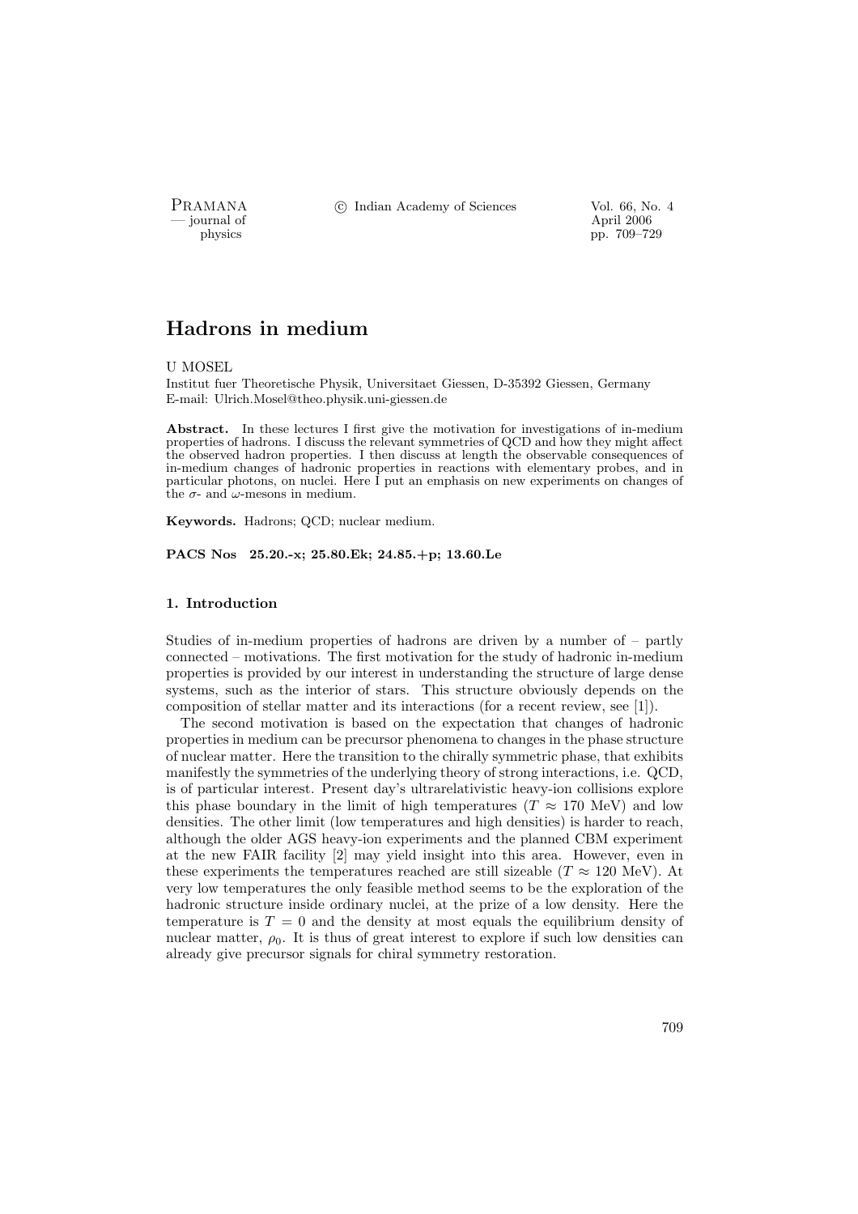# Hadrons in medium

U MOSEL

Institut fuer Theoretische Physik, Universitaet Giessen, D-35392 Giessen, Germany
E-mail: Ulrich.Mosel@theo.physik.uni-giessen.de

**Abstract.** In these lectures I first give the motivation for investigations of in-medium properties of hadrons. I discuss the relevant symmetries of QCD and how they might affect the observed hadron properties. I then discuss at length the observable consequences of in-medium changes of hadronic properties in reactions with elementary probes, and in particular photons, on nuclei. Here I put an emphasis on new experiments on changes of the $\sigma$- and $\omega$-mesons in medium.

**Keywords.** Hadrons; QCD; nuclear medium.

**PACS Nos 25.20.-x; 25.80.Ek; 24.85.+p; 13.60.Le**

## 1. Introduction

Studies of in-medium properties of hadrons are driven by a number of – partly connected – motivations. The first motivation for the study of hadronic in-medium properties is provided by our interest in understanding the structure of large dense systems, such as the interior of stars. This structure obviously depends on the composition of stellar matter and its interactions (for a recent review, see [1]).

The second motivation is based on the expectation that changes of hadronic properties in medium can be precursor phenomena to changes in the phase structure of nuclear matter. Here the transition to the chirally symmetric phase, that exhibits manifestly the symmetries of the underlying theory of strong interactions, i.e. QCD, is of particular interest. Present day's ultrarelativistic heavy-ion collisions explore this phase boundary in the limit of high temperatures ($T \approx 170$ MeV) and low densities. The other limit (low temperatures and high densities) is harder to reach, although the older AGS heavy-ion experiments and the planned CBM experiment at the new FAIR facility [2] may yield insight into this area. However, even in these experiments the temperatures reached are still sizeable ($T \approx 120$ MeV). At very low temperatures the only feasible method seems to be the exploration of the hadronic structure inside ordinary nuclei, at the prize of a low density. Here the temperature is $T = 0$ and the density at most equals the equilibrium density of nuclear matter, $\rho_0$. It is thus of great interest to explore if such low densities can already give precursor signals for chiral symmetry restoration.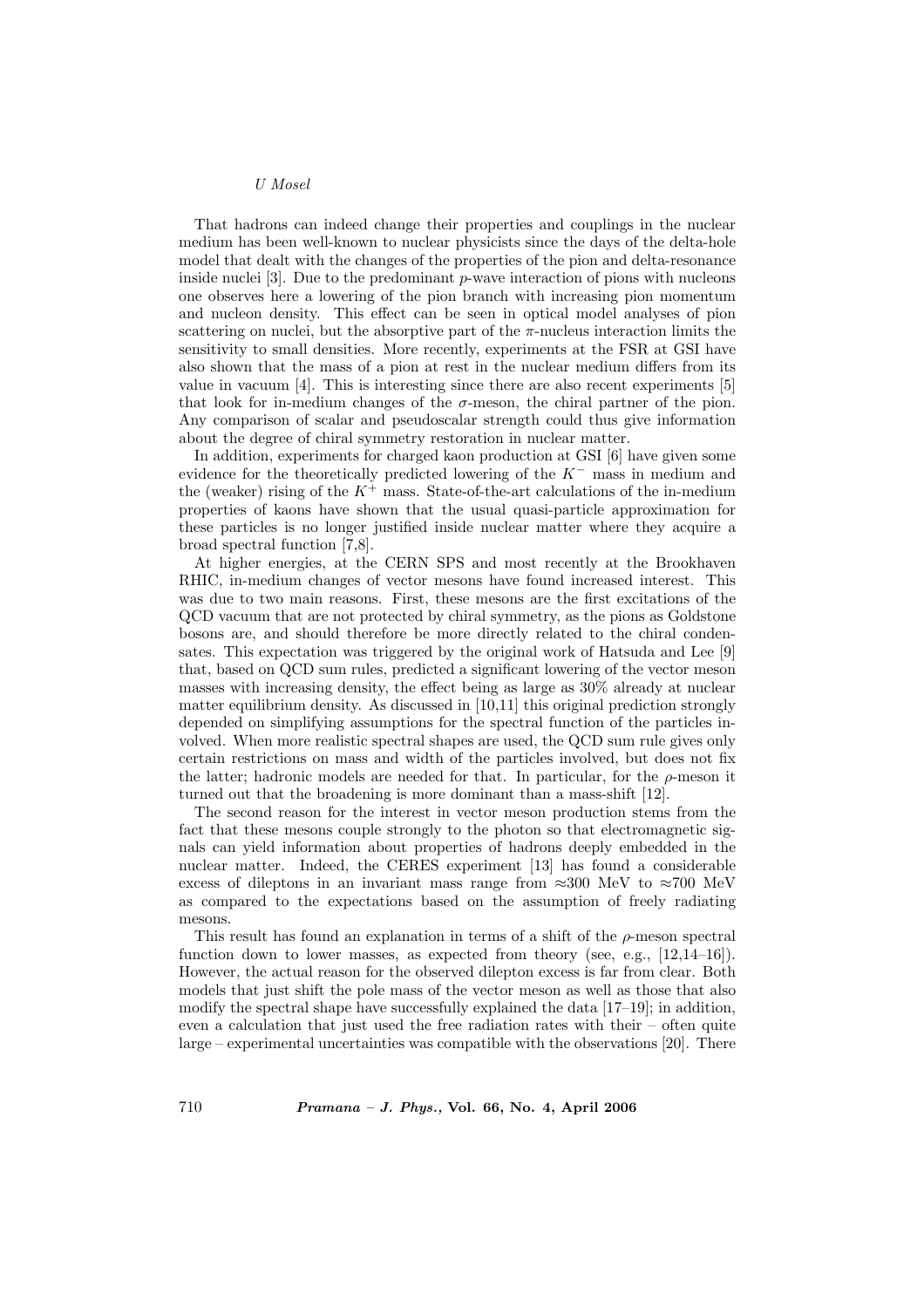That hadrons can indeed change their properties and couplings in the nuclear medium has been well-known to nuclear physicists since the days of the delta-hole model that dealt with the changes of the properties of the pion and delta-resonance inside nuclei [3]. Due to the predominant $p$-wave interaction of pions with nucleons one observes here a lowering of the pion branch with increasing pion momentum and nucleon density. This effect can be seen in optical model analyses of pion scattering on nuclei, but the absorptive part of the $\pi$-nucleus interaction limits the sensitivity to small densities. More recently, experiments at the FSR at GSI have also shown that the mass of a pion at rest in the nuclear medium differs from its value in vacuum [4]. This is interesting since there are also recent experiments [5] that look for in-medium changes of the $\sigma$-meson, the chiral partner of the pion. Any comparison of scalar and pseudoscalar strength could thus give information about the degree of chiral symmetry restoration in nuclear matter.

In addition, experiments for charged kaon production at GSI [6] have given some evidence for the theoretically predicted lowering of the $K^-$ mass in medium and the (weaker) rising of the $K^+$ mass. State-of-the-art calculations of the in-medium properties of kaons have shown that the usual quasi-particle approximation for these particles is no longer justified inside nuclear matter where they acquire a broad spectral function [7,8].

At higher energies, at the CERN SPS and most recently at the Brookhaven RHIC, in-medium changes of vector mesons have found increased interest. This was due to two main reasons. First, these mesons are the first excitations of the QCD vacuum that are not protected by chiral symmetry, as the pions as Goldstone bosons are, and should therefore be more directly related to the chiral condensates. This expectation was triggered by the original work of Hatsuda and Lee [9] that, based on QCD sum rules, predicted a significant lowering of the vector meson masses with increasing density, the effect being as large as 30% already at nuclear matter equilibrium density. As discussed in [10,11] this original prediction strongly depended on simplifying assumptions for the spectral function of the particles involved. When more realistic spectral shapes are used, the QCD sum rule gives only certain restrictions on mass and width of the particles involved, but does not fix the latter; hadronic models are needed for that. In particular, for the $\rho$-meson it turned out that the broadening is more dominant than a mass-shift [12].

The second reason for the interest in vector meson production stems from the fact that these mesons couple strongly to the photon so that electromagnetic signals can yield information about properties of hadrons deeply embedded in the nuclear matter. Indeed, the CERES experiment [13] has found a considerable excess of dileptons in an invariant mass range from $\approx$300 MeV to $\approx$700 MeV as compared to the expectations based on the assumption of freely radiating mesons.

This result has found an explanation in terms of a shift of the $\rho$-meson spectral function down to lower masses, as expected from theory (see, e.g., [12,14–16]). However, the actual reason for the observed dilepton excess is far from clear. Both models that just shift the pole mass of the vector meson as well as those that also modify the spectral shape have successfully explained the data [17–19]; in addition, even a calculation that just used the free radiation rates with their – often quite large – experimental uncertainties was compatible with the observations [20]. There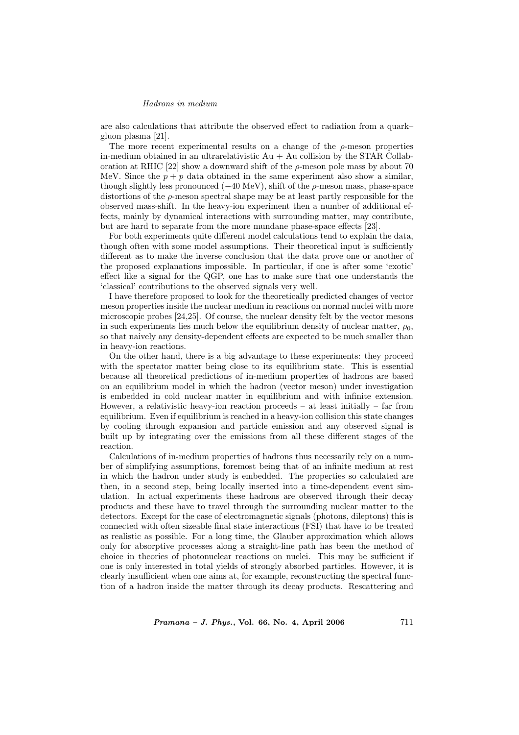are also calculations that attribute the observed effect to radiation from a quark–gluon plasma [21].

The more recent experimental results on a change of the $\rho$-meson properties in-medium obtained in an ultrarelativistic Au + Au collision by the STAR Collaboration at RHIC [22] show a downward shift of the $\rho$-meson pole mass by about 70 MeV. Since the $p+p$ data obtained in the same experiment also show a similar, though slightly less pronounced ($-40$ MeV), shift of the $\rho$-meson mass, phase-space distortions of the $\rho$-meson spectral shape may be at least partly responsible for the observed mass-shift. In the heavy-ion experiment then a number of additional effects, mainly by dynamical interactions with surrounding matter, may contribute, but are hard to separate from the more mundane phase-space effects [23].

For both experiments quite different model calculations tend to explain the data, though often with some model assumptions. Their theoretical input is sufficiently different as to make the inverse conclusion that the data prove one or another of the proposed explanations impossible. In particular, if one is after some 'exotic' effect like a signal for the QGP, one has to make sure that one understands the 'classical' contributions to the observed signals very well.

I have therefore proposed to look for the theoretically predicted changes of vector meson properties inside the nuclear medium in reactions on normal nuclei with more microscopic probes [24,25]. Of course, the nuclear density felt by the vector mesons in such experiments lies much below the equilibrium density of nuclear matter, $\rho_0$, so that naively any density-dependent effects are expected to be much smaller than in heavy-ion reactions.

On the other hand, there is a big advantage to these experiments: they proceed with the spectator matter being close to its equilibrium state. This is essential because all theoretical predictions of in-medium properties of hadrons are based on an equilibrium model in which the hadron (vector meson) under investigation is embedded in cold nuclear matter in equilibrium and with infinite extension. However, a relativistic heavy-ion reaction proceeds – at least initially – far from equilibrium. Even if equilibrium is reached in a heavy-ion collision this state changes by cooling through expansion and particle emission and any observed signal is built up by integrating over the emissions from all these different stages of the reaction.

Calculations of in-medium properties of hadrons thus necessarily rely on a number of simplifying assumptions, foremost being that of an infinite medium at rest in which the hadron under study is embedded. The properties so calculated are then, in a second step, being locally inserted into a time-dependent event simulation. In actual experiments these hadrons are observed through their decay products and these have to travel through the surrounding nuclear matter to the detectors. Except for the case of electromagnetic signals (photons, dileptons) this is connected with often sizeable final state interactions (FSI) that have to be treated as realistic as possible. For a long time, the Glauber approximation which allows only for absorptive processes along a straight-line path has been the method of choice in theories of photonuclear reactions on nuclei. This may be sufficient if one is only interested in total yields of strongly absorbed particles. However, it is clearly insufficient when one aims at, for example, reconstructing the spectral function of a hadron inside the matter through its decay products. Rescattering and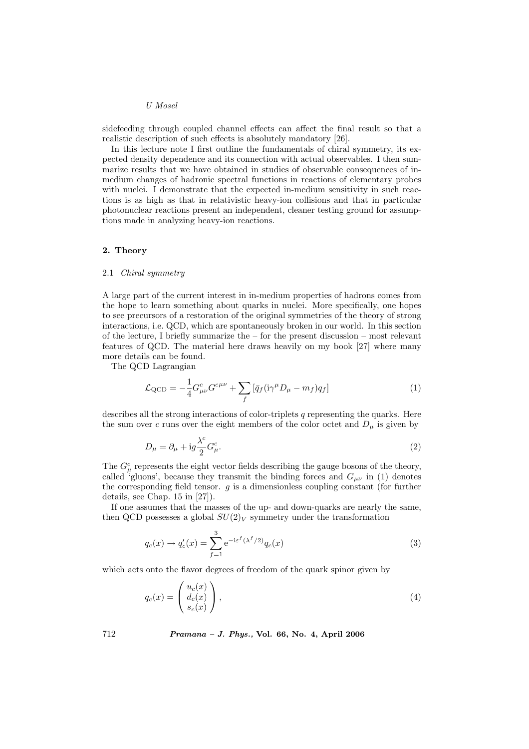sidefeeding through coupled channel effects can affect the final result so that a realistic description of such effects is absolutely mandatory [26].

In this lecture note I first outline the fundamentals of chiral symmetry, its expected density dependence and its connection with actual observables. I then summarize results that we have obtained in studies of observable consequences of in-medium changes of hadronic spectral functions in reactions of elementary probes with nuclei. I demonstrate that the expected in-medium sensitivity in such reactions is as high as that in relativistic heavy-ion collisions and that in particular photonuclear reactions present an independent, cleaner testing ground for assumptions made in analyzing heavy-ion reactions.

## 2. Theory

### 2.1 *Chiral symmetry*

A large part of the current interest in in-medium properties of hadrons comes from the hope to learn something about quarks in nuclei. More specifically, one hopes to see precursors of a restoration of the original symmetries of the theory of strong interactions, i.e. QCD, which are spontaneously broken in our world. In this section of the lecture, I briefly summarize the – for the present discussion – most relevant features of QCD. The material here draws heavily on my book [27] where many more details can be found.

The QCD Lagrangian

$$\mathcal{L}_{\rm QCD} = -\frac{1}{4} G^c_{\mu\nu} G^{c\mu\nu} + \sum_f \left[ \bar{q}_f (\mathrm{i}\gamma^\mu D_\mu - m_f) q_f \right] \tag{1}$$

describes all the strong interactions of color-triplets $q$ representing the quarks. Here the sum over $c$ runs over the eight members of the color octet and $D_\mu$ is given by

$$D_\mu = \partial_\mu + \mathrm{i} g \frac{\lambda^c}{2} G^c_\mu. \tag{2}$$

The $G^c_\mu$ represents the eight vector fields describing the gauge bosons of the theory, called 'gluons', because they transmit the binding forces and $G_{\mu\nu}$ in (1) denotes the corresponding field tensor. $g$ is a dimensionless coupling constant (for further details, see Chap. 15 in [27]).

If one assumes that the masses of the up- and down-quarks are nearly the same, then QCD possesses a global $SU(2)_V$ symmetry under the transformation

$$q_c(x) \to q'_c(x) = \sum_{f=1}^{3} \mathrm{e}^{-\mathrm{i}\varepsilon^f (\lambda^f/2)} q_c(x) \tag{3}$$

which acts onto the flavor degrees of freedom of the quark spinor given by

$$q_c(x) = \begin{pmatrix} u_c(x) \\ d_c(x) \\ s_c(x) \end{pmatrix}, \tag{4}$$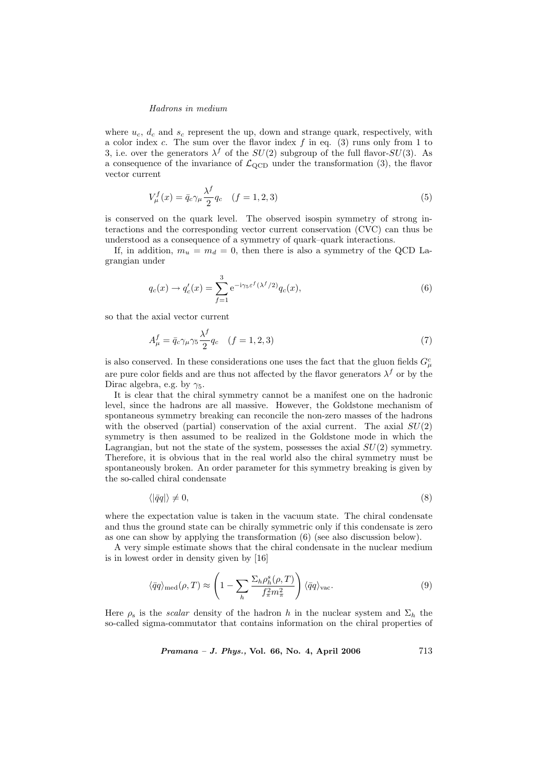where $u_c$, $d_c$ and $s_c$ represent the up, down and strange quark, respectively, with a color index $c$. The sum over the flavor index $f$ in eq. (3) runs only from 1 to 3, i.e. over the generators $\lambda^f$ of the $SU(2)$ subgroup of the full flavor-$SU(3)$. As a consequence of the invariance of $\mathcal{L}_{\rm QCD}$ under the transformation (3), the flavor vector current

$$V_\mu^f(x) = \bar{q}_c \gamma_\mu \frac{\lambda^f}{2} q_c \quad (f = 1, 2, 3) \tag{5}$$

is conserved on the quark level. The observed isospin symmetry of strong interactions and the corresponding vector current conservation (CVC) can thus be understood as a consequence of a symmetry of quark–quark interactions.

If, in addition, $m_u = m_d = 0$, then there is also a symmetry of the QCD Lagrangian under

$$q_c(x) \to q_c'(x) = \sum_{f=1}^{3} \mathrm{e}^{-\mathrm{i}\gamma_5 \varepsilon^f (\lambda^f/2)} q_c(x), \tag{6}$$

so that the axial vector current

$$A_\mu^f = \bar{q}_c \gamma_\mu \gamma_5 \frac{\lambda^f}{2} q_c \quad (f = 1, 2, 3) \tag{7}$$

is also conserved. In these considerations one uses the fact that the gluon fields $G_\mu^c$ are pure color fields and are thus not affected by the flavor generators $\lambda^f$ or by the Dirac algebra, e.g. by $\gamma_5$.

It is clear that the chiral symmetry cannot be a manifest one on the hadronic level, since the hadrons are all massive. However, the Goldstone mechanism of spontaneous symmetry breaking can reconcile the non-zero masses of the hadrons with the observed (partial) conservation of the axial current. The axial $SU(2)$ symmetry is then assumed to be realized in the Goldstone mode in which the Lagrangian, but not the state of the system, possesses the axial $SU(2)$ symmetry. Therefore, it is obvious that in the real world also the chiral symmetry must be spontaneously broken. An order parameter for this symmetry breaking is given by the so-called chiral condensate

$$\langle |\bar{q}q| \rangle \neq 0, \tag{8}$$

where the expectation value is taken in the vacuum state. The chiral condensate and thus the ground state can be chirally symmetric only if this condensate is zero as one can show by applying the transformation (6) (see also discussion below).

A very simple estimate shows that the chiral condensate in the nuclear medium is in lowest order in density given by [16]

$$\langle \bar{q}q \rangle_{\rm med}(\rho, T) \approx \left( 1 - \sum_h \frac{\Sigma_h \rho_h^s(\rho, T)}{f_\pi^2 m_\pi^2} \right) \langle \bar{q}q \rangle_{\rm vac}. \tag{9}$$

Here $\rho_{\rm s}$ is the *scalar* density of the hadron $h$ in the nuclear system and $\Sigma_h$ the so-called sigma-commutator that contains information on the chiral properties of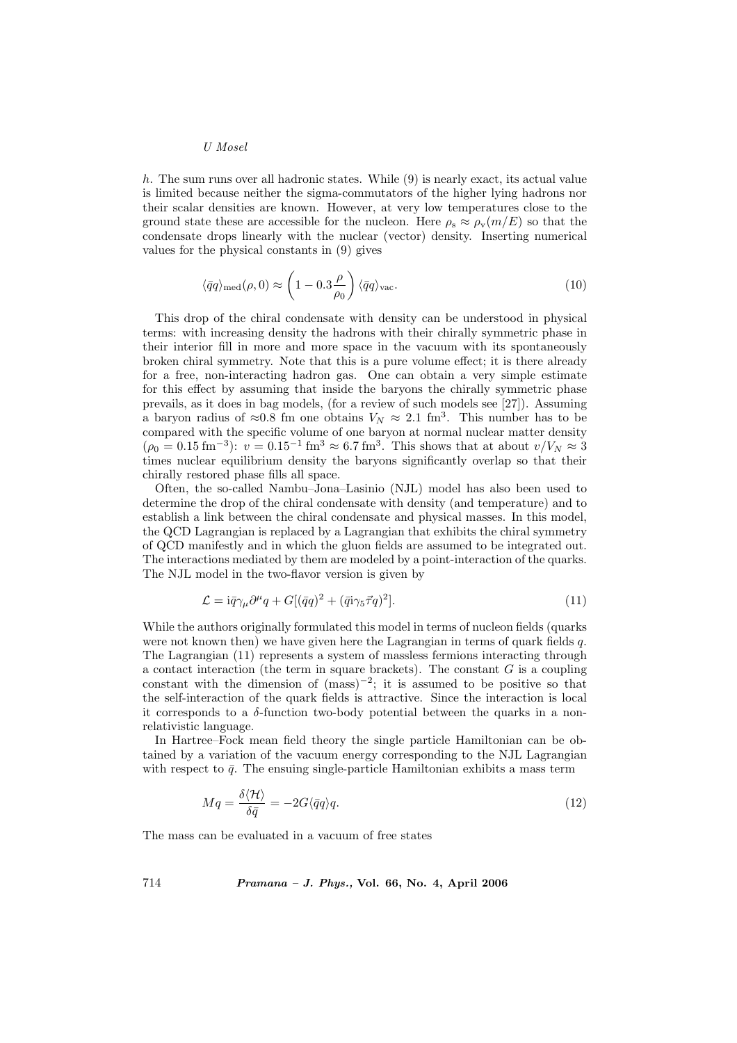*h*. The sum runs over all hadronic states. While (9) is nearly exact, its actual value is limited because neither the sigma-commutators of the higher lying hadrons nor their scalar densities are known. However, at very low temperatures close to the ground state these are accessible for the nucleon. Here $\rho_s \approx \rho_v(m/E)$ so that the condensate drops linearly with the nuclear (vector) density. Inserting numerical values for the physical constants in (9) gives

$$\langle \bar{q}q \rangle_{\rm med}(\rho, 0) \approx \left(1 - 0.3\frac{\rho}{\rho_0}\right) \langle \bar{q}q \rangle_{\rm vac}. \tag{10}$$

This drop of the chiral condensate with density can be understood in physical terms: with increasing density the hadrons with their chirally symmetric phase in their interior fill in more and more space in the vacuum with its spontaneously broken chiral symmetry. Note that this is a pure volume effect; it is there already for a free, non-interacting hadron gas. One can obtain a very simple estimate for this effect by assuming that inside the baryons the chirally symmetric phase prevails, as it does in bag models, (for a review of such models see [27]). Assuming a baryon radius of $\approx$0.8 fm one obtains $V_N \approx 2.1$ fm$^3$. This number has to be compared with the specific volume of one baryon at normal nuclear matter density ($\rho_0 = 0.15\,\text{fm}^{-3}$): $v = 0.15^{-1}\,\text{fm}^3 \approx 6.7\,\text{fm}^3$. This shows that at about $v/V_N \approx 3$ times nuclear equilibrium density the baryons significantly overlap so that their chirally restored phase fills all space.

Often, the so-called Nambu–Jona–Lasinio (NJL) model has also been used to determine the drop of the chiral condensate with density (and temperature) and to establish a link between the chiral condensate and physical masses. In this model, the QCD Lagrangian is replaced by a Lagrangian that exhibits the chiral symmetry of QCD manifestly and in which the gluon fields are assumed to be integrated out. The interactions mediated by them are modeled by a point-interaction of the quarks. The NJL model in the two-flavor version is given by

$$\mathcal{L} = \mathrm{i}\bar{q}\gamma_\mu \partial^\mu q + G[(\bar{q}q)^2 + (\bar{q}\mathrm{i}\gamma_5 \vec{\tau} q)^2]. \tag{11}$$

While the authors originally formulated this model in terms of nucleon fields (quarks were not known then) we have given here the Lagrangian in terms of quark fields $q$. The Lagrangian (11) represents a system of massless fermions interacting through a contact interaction (the term in square brackets). The constant $G$ is a coupling constant with the dimension of $(\text{mass})^{-2}$; it is assumed to be positive so that the self-interaction of the quark fields is attractive. Since the interaction is local it corresponds to a $\delta$-function two-body potential between the quarks in a non-relativistic language.

In Hartree–Fock mean field theory the single particle Hamiltonian can be obtained by a variation of the vacuum energy corresponding to the NJL Lagrangian with respect to $\bar{q}$. The ensuing single-particle Hamiltonian exhibits a mass term

$$Mq = \frac{\delta \langle \mathcal{H} \rangle}{\delta \bar{q}} = -2G\langle \bar{q}q \rangle q. \tag{12}$$

The mass can be evaluated in a vacuum of free states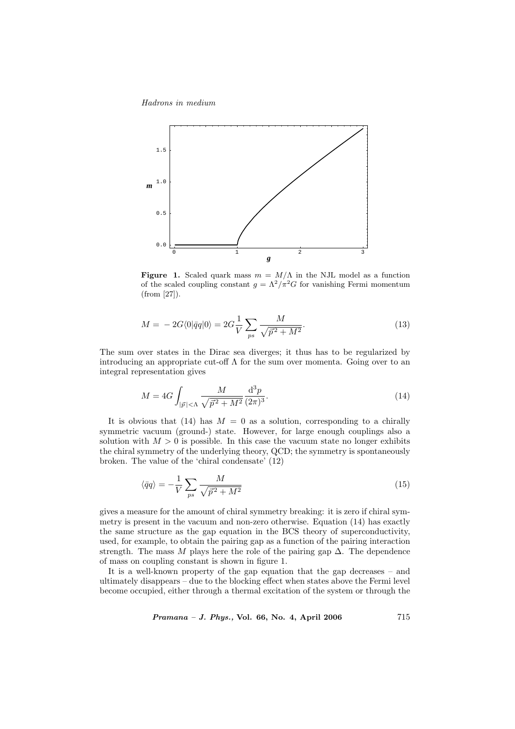**Figure 1.** Scaled quark mass $m = M/\Lambda$ in the NJL model as a function of the scaled coupling constant $g = \Lambda^2/\pi^2 G$ for vanishing Fermi momentum (from [27]).

$$M = -2G\langle 0|\bar{q}q|0\rangle = 2G\frac{1}{V}\sum_{ps}\frac{M}{\sqrt{\vec{p}^2+M^2}}. \tag{13}$$

The sum over states in the Dirac sea diverges; it thus has to be regularized by introducing an appropriate cut-off $\Lambda$ for the sum over momenta. Going over to an integral representation gives

$$M = 4G\int_{|\vec{p}|<\Lambda}\frac{M}{\sqrt{\vec{p}^2+M^2}}\frac{\mathrm{d}^3p}{(2\pi)^3}. \tag{14}$$

It is obvious that (14) has $M = 0$ as a solution, corresponding to a chirally symmetric vacuum (ground-) state. However, for large enough couplings also a solution with $M > 0$ is possible. In this case the vacuum state no longer exhibits the chiral symmetry of the underlying theory, QCD; the symmetry is spontaneously broken. The value of the 'chiral condensate' (12)

$$\langle\bar{q}q\rangle = -\frac{1}{V}\sum_{ps}\frac{M}{\sqrt{\vec{p}^2+M^2}} \tag{15}$$

gives a measure for the amount of chiral symmetry breaking: it is zero if chiral symmetry is present in the vacuum and non-zero otherwise. Equation (14) has exactly the same structure as the gap equation in the BCS theory of superconductivity, used, for example, to obtain the pairing gap as a function of the pairing interaction strength. The mass $M$ plays here the role of the pairing gap $\Delta$. The dependence of mass on coupling constant is shown in figure 1.

It is a well-known property of the gap equation that the gap decreases – and ultimately disappears – due to the blocking effect when states above the Fermi level become occupied, either through a thermal excitation of the system or through the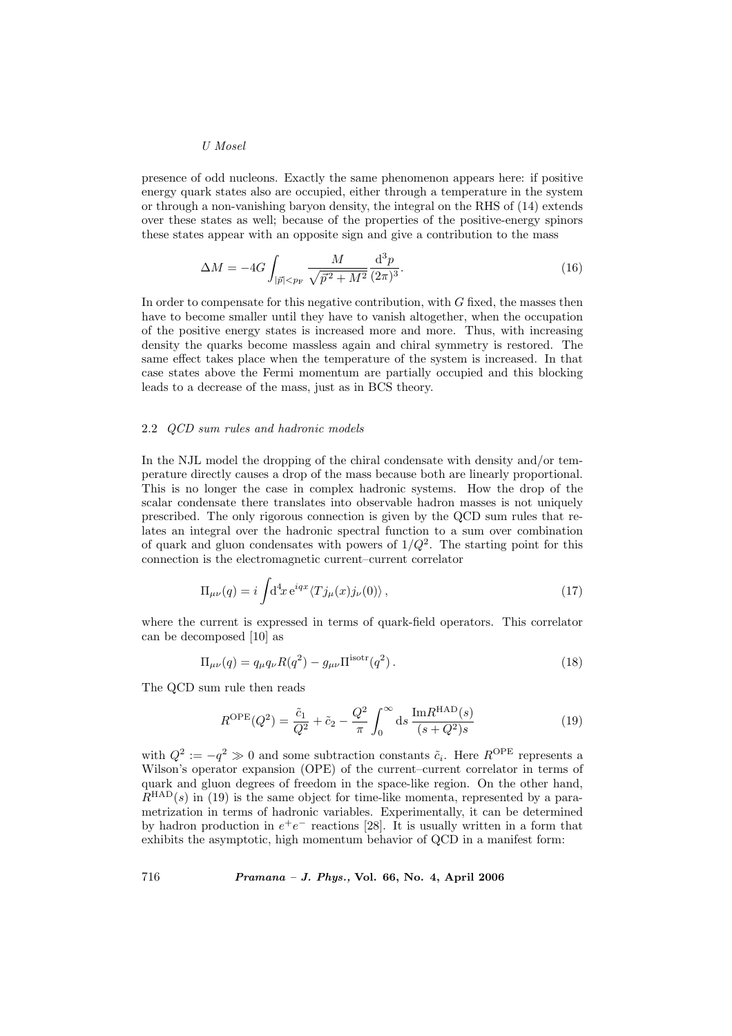presence of odd nucleons. Exactly the same phenomenon appears here: if positive energy quark states also are occupied, either through a temperature in the system or through a non-vanishing baryon density, the integral on the RHS of (14) extends over these states as well; because of the properties of the positive-energy spinors these states appear with an opposite sign and give a contribution to the mass

$$\Delta M = -4G \int_{|\vec{p}|<p_{\mathrm{F}}} \frac{M}{\sqrt{\vec{p}^{\,2}+M^2}} \frac{\mathrm{d}^3 p}{(2\pi)^3}. \tag{16}$$

In order to compensate for this negative contribution, with $G$ fixed, the masses then have to become smaller until they have to vanish altogether, when the occupation of the positive energy states is increased more and more. Thus, with increasing density the quarks become massless again and chiral symmetry is restored. The same effect takes place when the temperature of the system is increased. In that case states above the Fermi momentum are partially occupied and this blocking leads to a decrease of the mass, just as in BCS theory.

### 2.2 *QCD sum rules and hadronic models*

In the NJL model the dropping of the chiral condensate with density and/or temperature directly causes a drop of the mass because both are linearly proportional. This is no longer the case in complex hadronic systems. How the drop of the scalar condensate there translates into observable hadron masses is not uniquely prescribed. The only rigorous connection is given by the QCD sum rules that relates an integral over the hadronic spectral function to a sum over combination of quark and gluon condensates with powers of $1/Q^2$. The starting point for this connection is the electromagnetic current–current correlator

$$\Pi_{\mu\nu}(q) = i \int \mathrm{d}^4 x \, \mathrm{e}^{iqx} \langle T j_\mu(x) j_\nu(0) \rangle \,, \tag{17}$$

where the current is expressed in terms of quark-field operators. This correlator can be decomposed [10] as

$$\Pi_{\mu\nu}(q) = q_\mu q_\nu R(q^2) - g_{\mu\nu} \Pi^{\mathrm{isotr}}(q^2) \,. \tag{18}$$

The QCD sum rule then reads

$$R^{\mathrm{OPE}}(Q^2) = \frac{\tilde{c}_1}{Q^2} + \tilde{c}_2 - \frac{Q^2}{\pi} \int_0^\infty \mathrm{d}s \, \frac{\mathrm{Im} R^{\mathrm{HAD}}(s)}{(s+Q^2)s} \tag{19}$$

with $Q^2 := -q^2 \gg 0$ and some subtraction constants $\tilde{c}_i$. Here $R^{\mathrm{OPE}}$ represents a Wilson's operator expansion (OPE) of the current–current correlator in terms of quark and gluon degrees of freedom in the space-like region. On the other hand, $R^{\mathrm{HAD}}(s)$ in (19) is the same object for time-like momenta, represented by a parametrization in terms of hadronic variables. Experimentally, it can be determined by hadron production in $e^+e^-$ reactions [28]. It is usually written in a form that exhibits the asymptotic, high momentum behavior of QCD in a manifest form: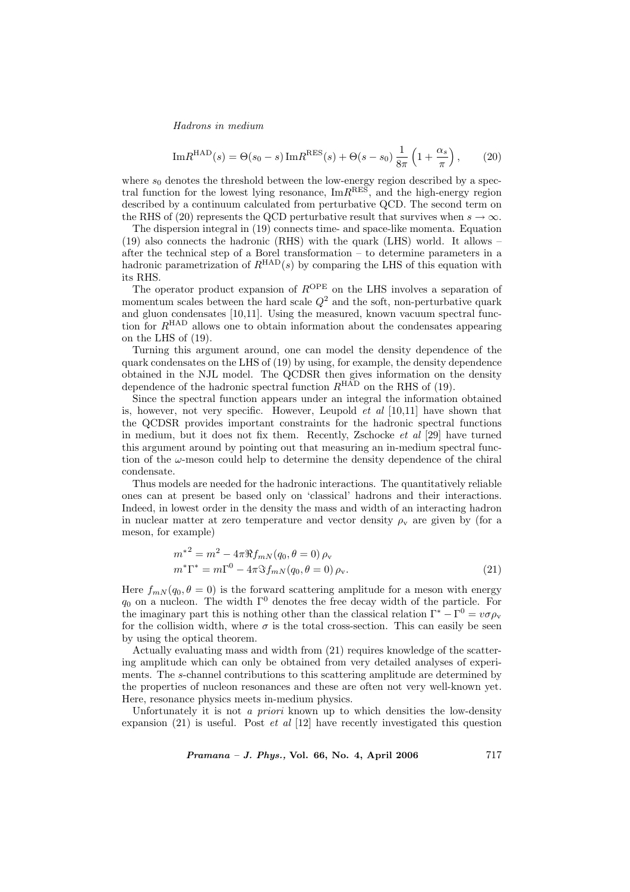$$\mathrm{Im}R^{\mathrm{HAD}}(s) = \Theta(s_0 - s)\,\mathrm{Im}R^{\mathrm{RES}}(s) + \Theta(s - s_0)\,\frac{1}{8\pi}\left(1 + \frac{\alpha_s}{\pi}\right), \qquad (20)$$

where $s_0$ denotes the threshold between the low-energy region described by a spectral function for the lowest lying resonance, $\mathrm{Im}R^{\mathrm{RES}}$, and the high-energy region described by a continuum calculated from perturbative QCD. The second term on the RHS of (20) represents the QCD perturbative result that survives when $s \to \infty$.

The dispersion integral in (19) connects time- and space-like momenta. Equation (19) also connects the hadronic (RHS) with the quark (LHS) world. It allows – after the technical step of a Borel transformation – to determine parameters in a hadronic parametrization of $R^{\mathrm{HAD}}(s)$ by comparing the LHS of this equation with its RHS.

The operator product expansion of $R^{\mathrm{OPE}}$ on the LHS involves a separation of momentum scales between the hard scale $Q^2$ and the soft, non-perturbative quark and gluon condensates [10,11]. Using the measured, known vacuum spectral function for $R^{\mathrm{HAD}}$ allows one to obtain information about the condensates appearing on the LHS of (19).

Turning this argument around, one can model the density dependence of the quark condensates on the LHS of (19) by using, for example, the density dependence obtained in the NJL model. The QCDSR then gives information on the density dependence of the hadronic spectral function $R^{\mathrm{HAD}}$ on the RHS of (19).

Since the spectral function appears under an integral the information obtained is, however, not very specific. However, Leupold *et al* [10,11] have shown that the QCDSR provides important constraints for the hadronic spectral functions in medium, but it does not fix them. Recently, Zschocke *et al* [29] have turned this argument around by pointing out that measuring an in-medium spectral function of the $\omega$-meson could help to determine the density dependence of the chiral condensate.

Thus models are needed for the hadronic interactions. The quantitatively reliable ones can at present be based only on 'classical' hadrons and their interactions. Indeed, in lowest order in the density the mass and width of an interacting hadron in nuclear matter at zero temperature and vector density $\rho_{\mathrm{v}}$ are given by (for a meson, for example)

$$\begin{aligned} {m^*}^2 &= m^2 - 4\pi \Re f_{mN}(q_0, \theta = 0)\,\rho_{\mathrm{v}} \\ m^*\Gamma^* &= m\Gamma^0 - 4\pi \Im f_{mN}(q_0, \theta = 0)\,\rho_{\mathrm{v}}. \end{aligned} \qquad (21)$$

Here $f_{mN}(q_0, \theta = 0)$ is the forward scattering amplitude for a meson with energy $q_0$ on a nucleon. The width $\Gamma^0$ denotes the free decay width of the particle. For the imaginary part this is nothing other than the classical relation $\Gamma^* - \Gamma^0 = v\sigma\rho_{\mathrm{v}}$ for the collision width, where $\sigma$ is the total cross-section. This can easily be seen by using the optical theorem.

Actually evaluating mass and width from (21) requires knowledge of the scattering amplitude which can only be obtained from very detailed analyses of experiments. The $s$-channel contributions to this scattering amplitude are determined by the properties of nucleon resonances and these are often not very well-known yet. Here, resonance physics meets in-medium physics.

Unfortunately it is not *a priori* known up to which densities the low-density expansion (21) is useful. Post *et al* [12] have recently investigated this question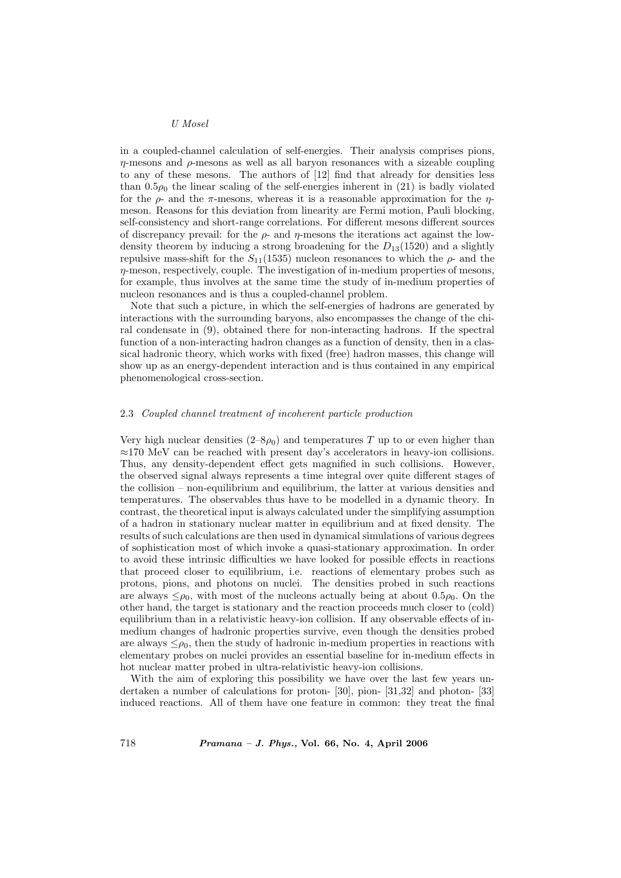in a coupled-channel calculation of self-energies. Their analysis comprises pions, $\eta$-mesons and $\rho$-mesons as well as all baryon resonances with a sizeable coupling to any of these mesons. The authors of [12] find that already for densities less than $0.5\rho_0$ the linear scaling of the self-energies inherent in (21) is badly violated for the $\rho$- and the $\pi$-mesons, whereas it is a reasonable approximation for the $\eta$-meson. Reasons for this deviation from linearity are Fermi motion, Pauli blocking, self-consistency and short-range correlations. For different mesons different sources of discrepancy prevail: for the $\rho$- and $\eta$-mesons the iterations act against the low-density theorem by inducing a strong broadening for the $D_{13}(1520)$ and a slightly repulsive mass-shift for the $S_{11}(1535)$ nucleon resonances to which the $\rho$- and the $\eta$-meson, respectively, couple. The investigation of in-medium properties of mesons, for example, thus involves at the same time the study of in-medium properties of nucleon resonances and is thus a coupled-channel problem.

Note that such a picture, in which the self-energies of hadrons are generated by interactions with the surrounding baryons, also encompasses the change of the chiral condensate in (9), obtained there for non-interacting hadrons. If the spectral function of a non-interacting hadron changes as a function of density, then in a classical hadronic theory, which works with fixed (free) hadron masses, this change will show up as an energy-dependent interaction and is thus contained in any empirical phenomenological cross-section.

### 2.3 *Coupled channel treatment of incoherent particle production*

Very high nuclear densities ($2$–$8\rho_0$) and temperatures $T$ up to or even higher than $\approx$170 MeV can be reached with present day's accelerators in heavy-ion collisions. Thus, any density-dependent effect gets magnified in such collisions. However, the observed signal always represents a time integral over quite different stages of the collision – non-equilibrium and equilibrium, the latter at various densities and temperatures. The observables thus have to be modelled in a dynamic theory. In contrast, the theoretical input is always calculated under the simplifying assumption of a hadron in stationary nuclear matter in equilibrium and at fixed density. The results of such calculations are then used in dynamical simulations of various degrees of sophistication most of which invoke a quasi-stationary approximation. In order to avoid these intrinsic difficulties we have looked for possible effects in reactions that proceed closer to equilibrium, i.e. reactions of elementary probes such as protons, pions, and photons on nuclei. The densities probed in such reactions are always $\leq\rho_0$, with most of the nucleons actually being at about $0.5\rho_0$. On the other hand, the target is stationary and the reaction proceeds much closer to (cold) equilibrium than in a relativistic heavy-ion collision. If any observable effects of in-medium changes of hadronic properties survive, even though the densities probed are always $\leq\rho_0$, then the study of hadronic in-medium properties in reactions with elementary probes on nuclei provides an essential baseline for in-medium effects in hot nuclear matter probed in ultra-relativistic heavy-ion collisions.

With the aim of exploring this possibility we have over the last few years undertaken a number of calculations for proton- [30], pion- [31,32] and photon- [33] induced reactions. All of them have one feature in common: they treat the final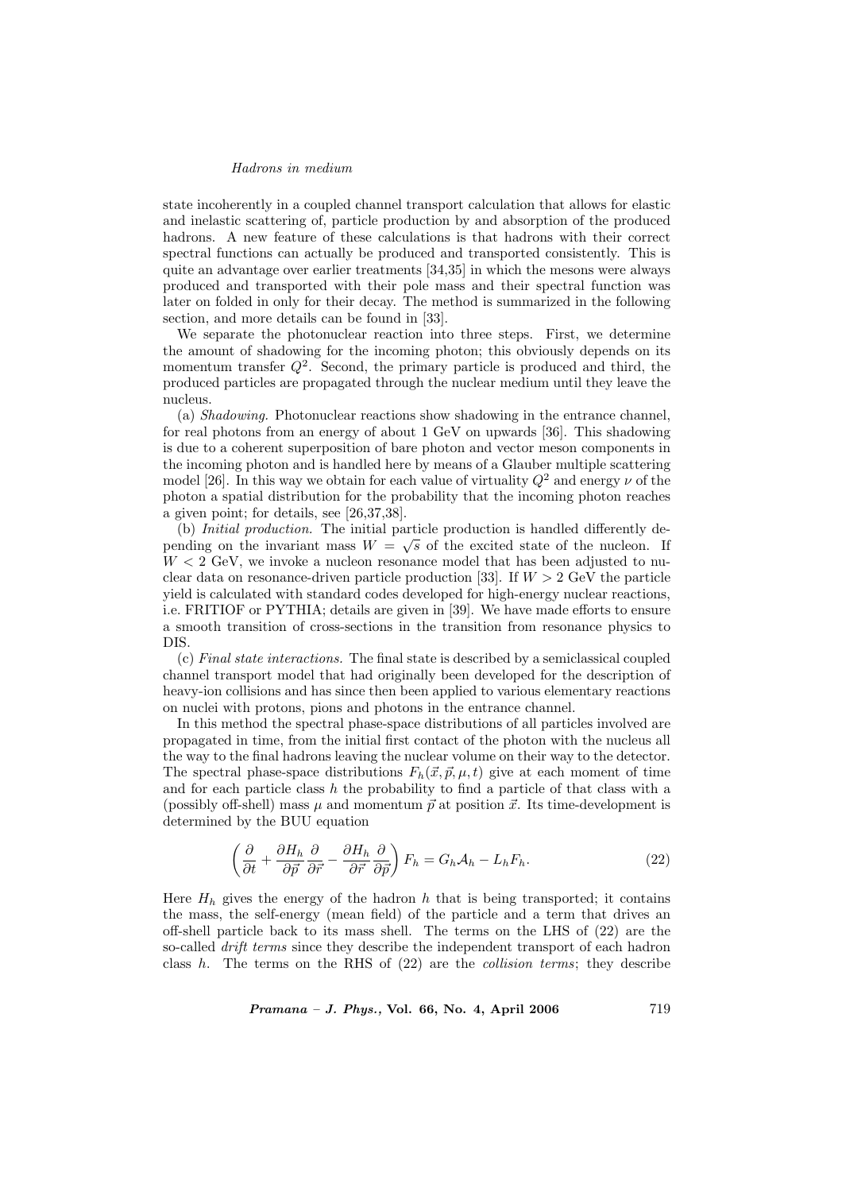state incoherently in a coupled channel transport calculation that allows for elastic and inelastic scattering of, particle production by and absorption of the produced hadrons. A new feature of these calculations is that hadrons with their correct spectral functions can actually be produced and transported consistently. This is quite an advantage over earlier treatments [34,35] in which the mesons were always produced and transported with their pole mass and their spectral function was later on folded in only for their decay. The method is summarized in the following section, and more details can be found in [33].

We separate the photonuclear reaction into three steps. First, we determine the amount of shadowing for the incoming photon; this obviously depends on its momentum transfer $Q^2$. Second, the primary particle is produced and third, the produced particles are propagated through the nuclear medium until they leave the nucleus.

(a) *Shadowing*. Photonuclear reactions show shadowing in the entrance channel, for real photons from an energy of about 1 GeV on upwards [36]. This shadowing is due to a coherent superposition of bare photon and vector meson components in the incoming photon and is handled here by means of a Glauber multiple scattering model [26]. In this way we obtain for each value of virtuality $Q^2$ and energy $\nu$ of the photon a spatial distribution for the probability that the incoming photon reaches a given point; for details, see [26,37,38].

(b) *Initial production*. The initial particle production is handled differently depending on the invariant mass $W = \sqrt{s}$ of the excited state of the nucleon. If $W < 2$ GeV, we invoke a nucleon resonance model that has been adjusted to nuclear data on resonance-driven particle production [33]. If $W > 2$ GeV the particle yield is calculated with standard codes developed for high-energy nuclear reactions, i.e. FRITIOF or PYTHIA; details are given in [39]. We have made efforts to ensure a smooth transition of cross-sections in the transition from resonance physics to DIS.

(c) *Final state interactions*. The final state is described by a semiclassical coupled channel transport model that had originally been developed for the description of heavy-ion collisions and has since then been applied to various elementary reactions on nuclei with protons, pions and photons in the entrance channel.

In this method the spectral phase-space distributions of all particles involved are propagated in time, from the initial first contact of the photon with the nucleus all the way to the final hadrons leaving the nuclear volume on their way to the detector. The spectral phase-space distributions $F_h(\vec{x}, \vec{p}, \mu, t)$ give at each moment of time and for each particle class $h$ the probability to find a particle of that class with a (possibly off-shell) mass $\mu$ and momentum $\vec{p}$ at position $\vec{x}$. Its time-development is determined by the BUU equation

$$\left( \frac{\partial}{\partial t} + \frac{\partial H_h}{\partial \vec{p}} \frac{\partial}{\partial \vec{r}} - \frac{\partial H_h}{\partial \vec{r}} \frac{\partial}{\partial \vec{p}} \right) F_h = G_h \mathcal{A}_h - L_h F_h. \tag{22}$$

Here $H_h$ gives the energy of the hadron $h$ that is being transported; it contains the mass, the self-energy (mean field) of the particle and a term that drives an off-shell particle back to its mass shell. The terms on the LHS of (22) are the so-called *drift terms* since they describe the independent transport of each hadron class $h$. The terms on the RHS of (22) are the *collision terms*; they describe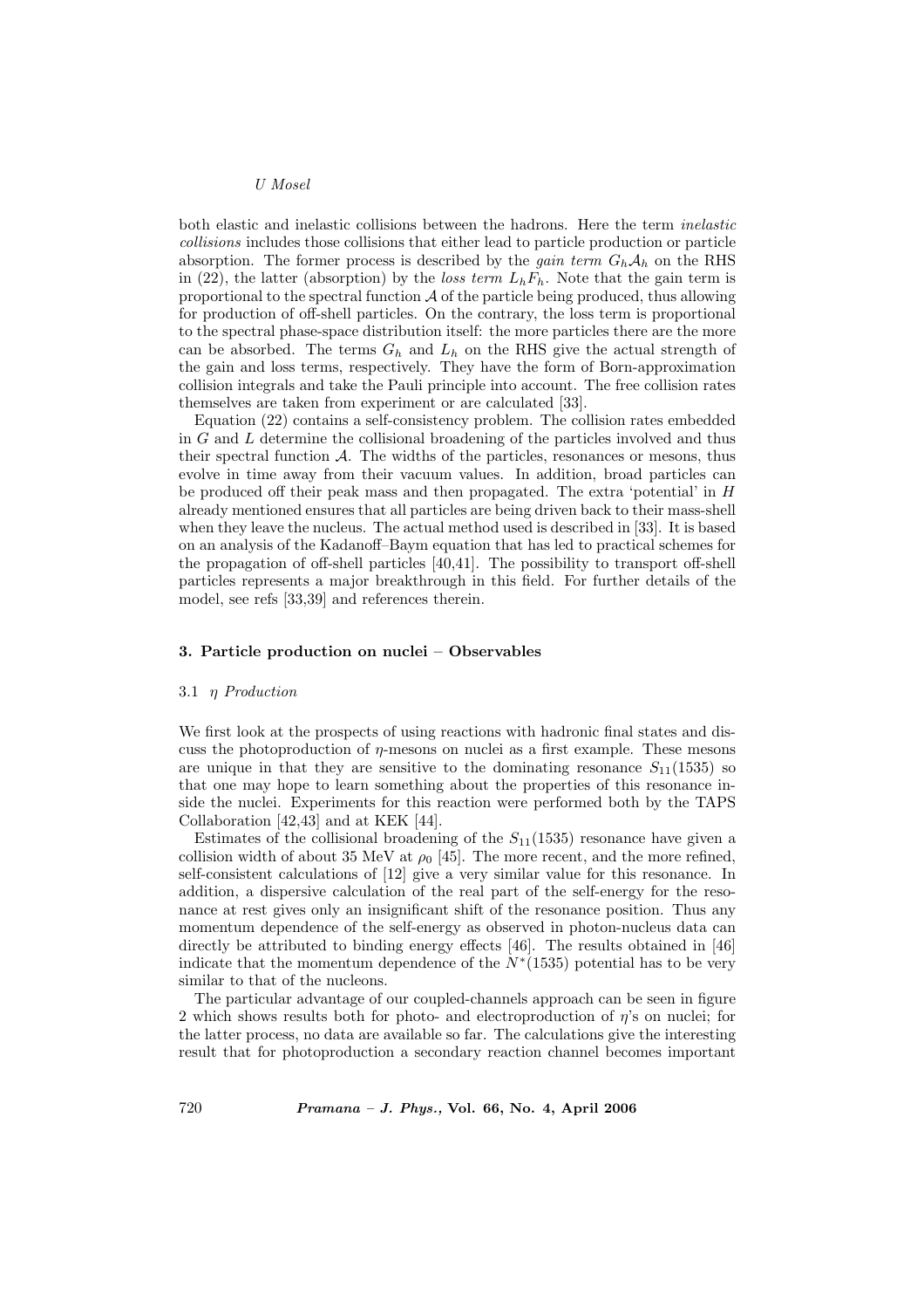both elastic and inelastic collisions between the hadrons. Here the term *inelastic collisions* includes those collisions that either lead to particle production or particle absorption. The former process is described by the *gain term* $G_h \mathcal{A}_h$ on the RHS in (22), the latter (absorption) by the *loss term* $L_h F_h$. Note that the gain term is proportional to the spectral function $\mathcal{A}$ of the particle being produced, thus allowing for production of off-shell particles. On the contrary, the loss term is proportional to the spectral phase-space distribution itself: the more particles there are the more can be absorbed. The terms $G_h$ and $L_h$ on the RHS give the actual strength of the gain and loss terms, respectively. They have the form of Born-approximation collision integrals and take the Pauli principle into account. The free collision rates themselves are taken from experiment or are calculated [33].

Equation (22) contains a self-consistency problem. The collision rates embedded in $G$ and $L$ determine the collisional broadening of the particles involved and thus their spectral function $\mathcal{A}$. The widths of the particles, resonances or mesons, thus evolve in time away from their vacuum values. In addition, broad particles can be produced off their peak mass and then propagated. The extra 'potential' in $H$ already mentioned ensures that all particles are being driven back to their mass-shell when they leave the nucleus. The actual method used is described in [33]. It is based on an analysis of the Kadanoff–Baym equation that has led to practical schemes for the propagation of off-shell particles [40,41]. The possibility to transport off-shell particles represents a major breakthrough in this field. For further details of the model, see refs [33,39] and references therein.

## 3. Particle production on nuclei – Observables

### 3.1 $\eta$ *Production*

We first look at the prospects of using reactions with hadronic final states and discuss the photoproduction of $\eta$-mesons on nuclei as a first example. These mesons are unique in that they are sensitive to the dominating resonance $S_{11}(1535)$ so that one may hope to learn something about the properties of this resonance inside the nuclei. Experiments for this reaction were performed both by the TAPS Collaboration [42,43] and at KEK [44].

Estimates of the collisional broadening of the $S_{11}(1535)$ resonance have given a collision width of about 35 MeV at $\rho_0$ [45]. The more recent, and the more refined, self-consistent calculations of [12] give a very similar value for this resonance. In addition, a dispersive calculation of the real part of the self-energy for the resonance at rest gives only an insignificant shift of the resonance position. Thus any momentum dependence of the self-energy as observed in photon-nucleus data can directly be attributed to binding energy effects [46]. The results obtained in [46] indicate that the momentum dependence of the $N^*(1535)$ potential has to be very similar to that of the nucleons.

The particular advantage of our coupled-channels approach can be seen in figure 2 which shows results both for photo- and electroproduction of $\eta$'s on nuclei; for the latter process, no data are available so far. The calculations give the interesting result that for photoproduction a secondary reaction channel becomes important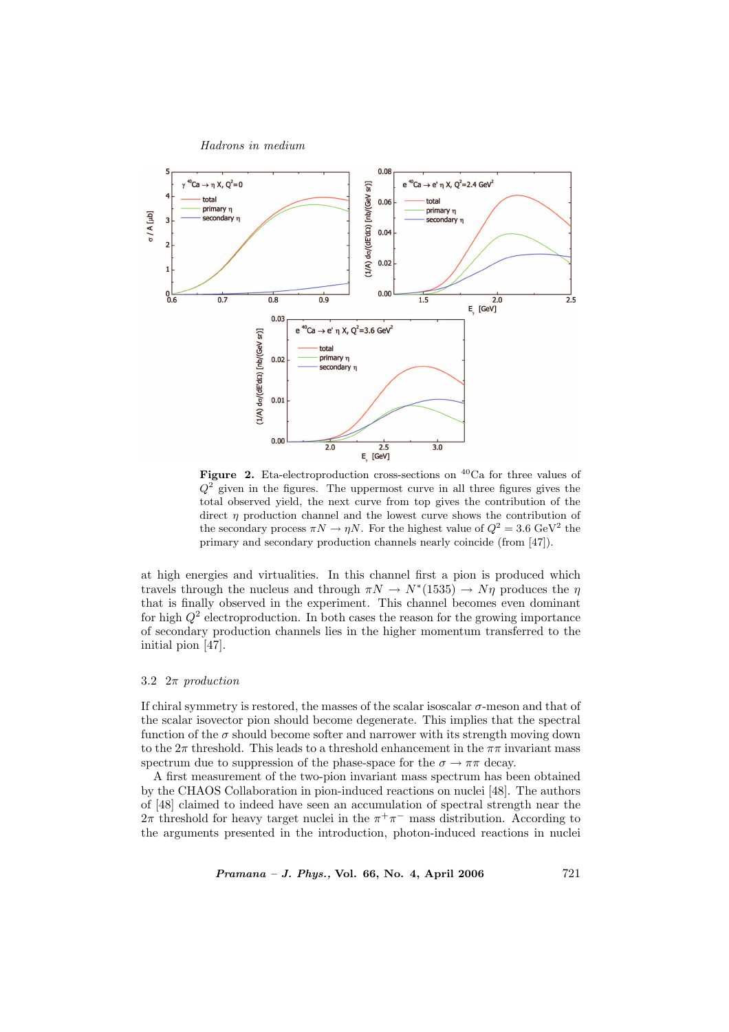**Figure 2.** Eta-electroproduction cross-sections on $^{40}$Ca for three values of $Q^2$ given in the figures. The uppermost curve in all three figures gives the total observed yield, the next curve from top gives the contribution of the direct $\eta$ production channel and the lowest curve shows the contribution of the secondary process $\pi N \to \eta N$. For the highest value of $Q^2 = 3.6$ GeV$^2$ the primary and secondary production channels nearly coincide (from [47]).

at high energies and virtualities. In this channel first a pion is produced which travels through the nucleus and through $\pi N \to N^*(1535) \to N\eta$ produces the $\eta$ that is finally observed in the experiment. This channel becomes even dominant for high $Q^2$ electroproduction. In both cases the reason for the growing importance of secondary production channels lies in the higher momentum transferred to the initial pion [47].

### 3.2 $2\pi$ *production*

If chiral symmetry is restored, the masses of the scalar isoscalar $\sigma$-meson and that of the scalar isovector pion should become degenerate. This implies that the spectral function of the $\sigma$ should become softer and narrower with its strength moving down to the $2\pi$ threshold. This leads to a threshold enhancement in the $\pi\pi$ invariant mass spectrum due to suppression of the phase-space for the $\sigma \to \pi\pi$ decay.

A first measurement of the two-pion invariant mass spectrum has been obtained by the CHAOS Collaboration in pion-induced reactions on nuclei [48]. The authors of [48] claimed to indeed have seen an accumulation of spectral strength near the $2\pi$ threshold for heavy target nuclei in the $\pi^+\pi^-$ mass distribution. According to the arguments presented in the introduction, photon-induced reactions in nuclei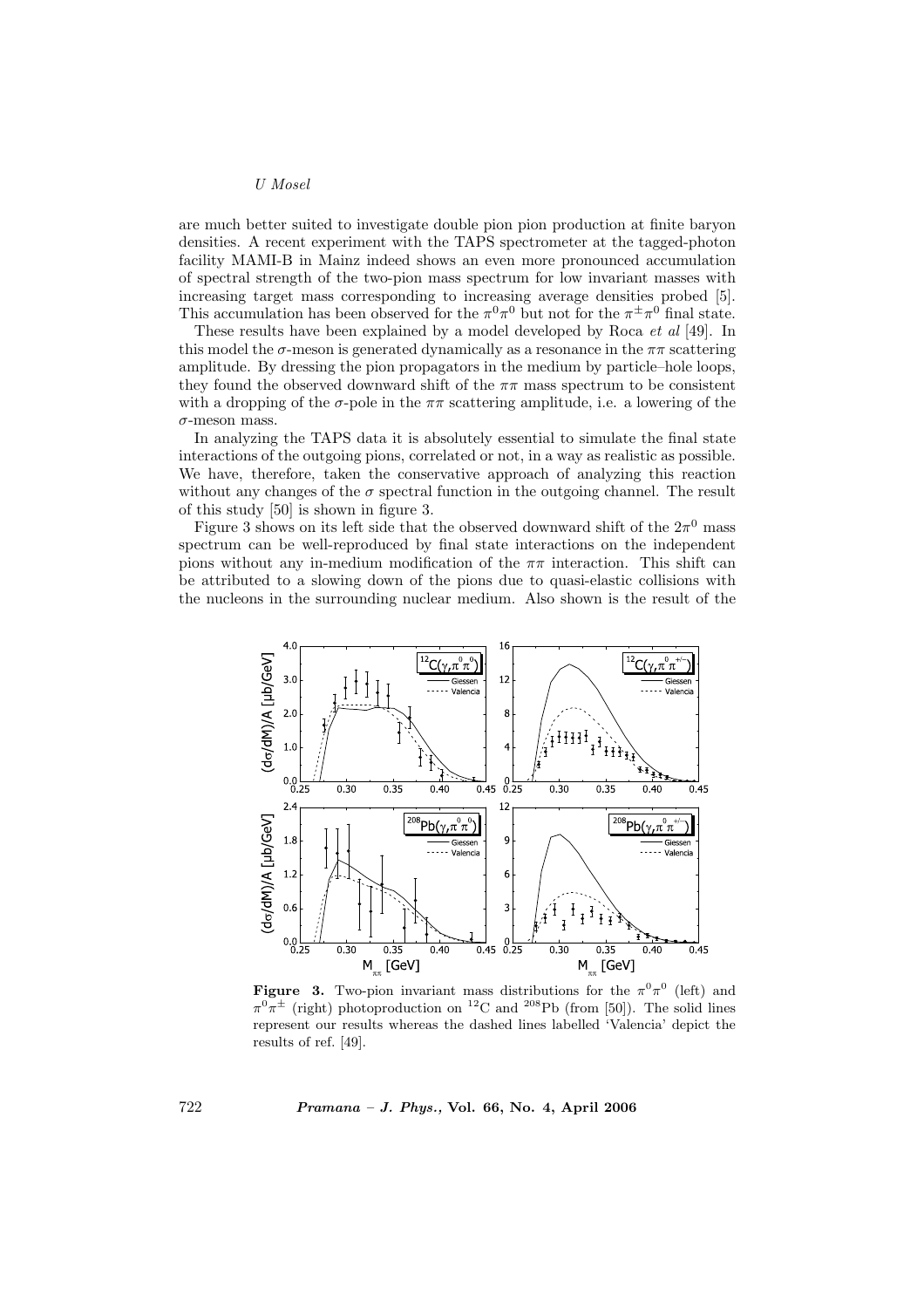are much better suited to investigate double pion pion production at finite baryon densities. A recent experiment with the TAPS spectrometer at the tagged-photon facility MAMI-B in Mainz indeed shows an even more pronounced accumulation of spectral strength of the two-pion mass spectrum for low invariant masses with increasing target mass corresponding to increasing average densities probed [5]. This accumulation has been observed for the $\pi^0\pi^0$ but not for the $\pi^\pm\pi^0$ final state.

These results have been explained by a model developed by Roca *et al* [49]. In this model the $\sigma$-meson is generated dynamically as a resonance in the $\pi\pi$ scattering amplitude. By dressing the pion propagators in the medium by particle–hole loops, they found the observed downward shift of the $\pi\pi$ mass spectrum to be consistent with a dropping of the $\sigma$-pole in the $\pi\pi$ scattering amplitude, i.e. a lowering of the $\sigma$-meson mass.

In analyzing the TAPS data it is absolutely essential to simulate the final state interactions of the outgoing pions, correlated or not, in a way as realistic as possible. We have, therefore, taken the conservative approach of analyzing this reaction without any changes of the $\sigma$ spectral function in the outgoing channel. The result of this study [50] is shown in figure 3.

Figure 3 shows on its left side that the observed downward shift of the $2\pi^0$ mass spectrum can be well-reproduced by final state interactions on the independent pions without any in-medium modification of the $\pi\pi$ interaction. This shift can be attributed to a slowing down of the pions due to quasi-elastic collisions with the nucleons in the surrounding nuclear medium. Also shown is the result of the

**Figure 3.** Two-pion invariant mass distributions for the $\pi^0\pi^0$ (left) and $\pi^0\pi^\pm$ (right) photoproduction on $^{12}$C and $^{208}$Pb (from [50]). The solid lines represent our results whereas the dashed lines labelled 'Valencia' depict the results of ref. [49].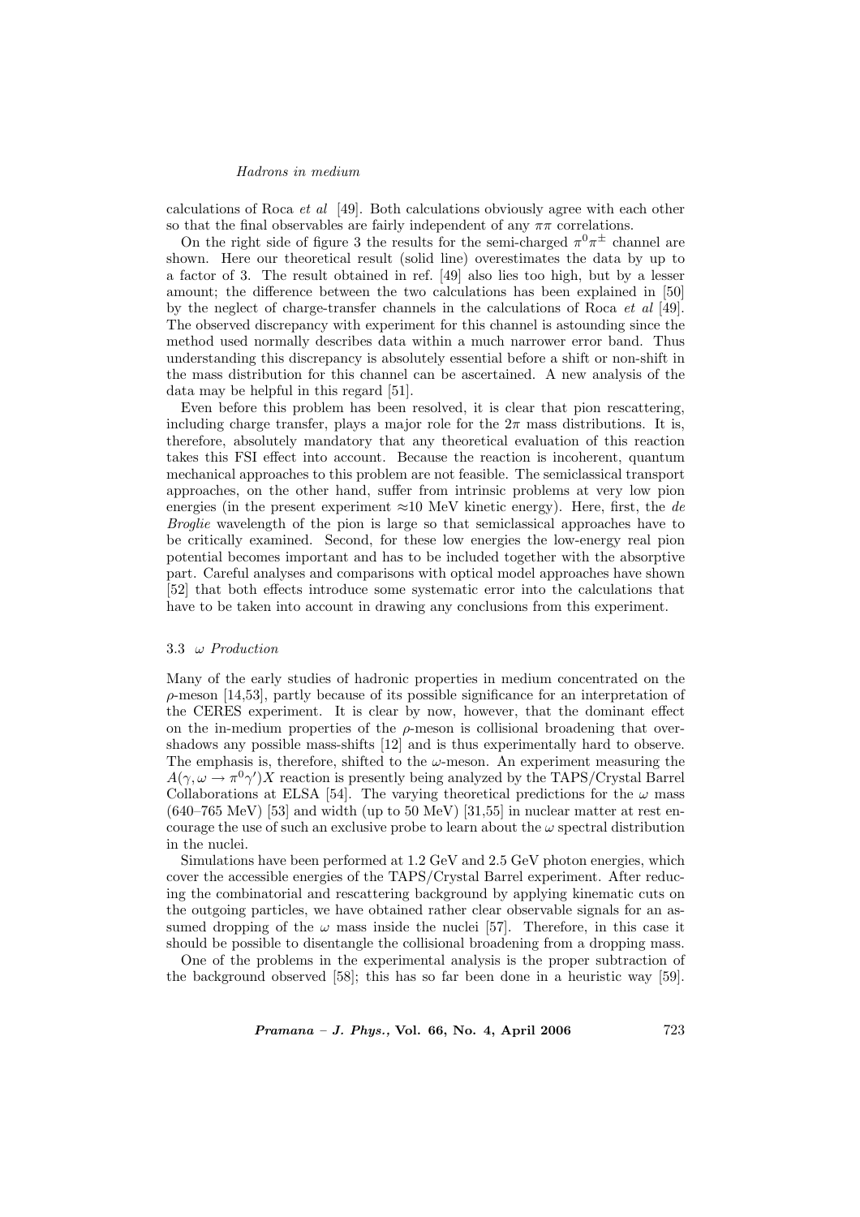calculations of Roca *et al* [49]. Both calculations obviously agree with each other so that the final observables are fairly independent of any $\pi\pi$ correlations.

On the right side of figure 3 the results for the semi-charged $\pi^0\pi^\pm$ channel are shown. Here our theoretical result (solid line) overestimates the data by up to a factor of 3. The result obtained in ref. [49] also lies too high, but by a lesser amount; the difference between the two calculations has been explained in [50] by the neglect of charge-transfer channels in the calculations of Roca *et al* [49]. The observed discrepancy with experiment for this channel is astounding since the method used normally describes data within a much narrower error band. Thus understanding this discrepancy is absolutely essential before a shift or non-shift in the mass distribution for this channel can be ascertained. A new analysis of the data may be helpful in this regard [51].

Even before this problem has been resolved, it is clear that pion rescattering, including charge transfer, plays a major role for the $2\pi$ mass distributions. It is, therefore, absolutely mandatory that any theoretical evaluation of this reaction takes this FSI effect into account. Because the reaction is incoherent, quantum mechanical approaches to this problem are not feasible. The semiclassical transport approaches, on the other hand, suffer from intrinsic problems at very low pion energies (in the present experiment $\approx$10 MeV kinetic energy). Here, first, the *de Broglie* wavelength of the pion is large so that semiclassical approaches have to be critically examined. Second, for these low energies the low-energy real pion potential becomes important and has to be included together with the absorptive part. Careful analyses and comparisons with optical model approaches have shown [52] that both effects introduce some systematic error into the calculations that have to be taken into account in drawing any conclusions from this experiment.

### 3.3 $\omega$ *Production*

Many of the early studies of hadronic properties in medium concentrated on the $\rho$-meson [14,53], partly because of its possible significance for an interpretation of the CERES experiment. It is clear by now, however, that the dominant effect on the in-medium properties of the $\rho$-meson is collisional broadening that overshadows any possible mass-shifts [12] and is thus experimentally hard to observe. The emphasis is, therefore, shifted to the $\omega$-meson. An experiment measuring the $A(\gamma, \omega \to \pi^0\gamma')X$ reaction is presently being analyzed by the TAPS/Crystal Barrel Collaborations at ELSA [54]. The varying theoretical predictions for the $\omega$ mass (640–765 MeV) [53] and width (up to 50 MeV) [31,55] in nuclear matter at rest encourage the use of such an exclusive probe to learn about the $\omega$ spectral distribution in the nuclei.

Simulations have been performed at 1.2 GeV and 2.5 GeV photon energies, which cover the accessible energies of the TAPS/Crystal Barrel experiment. After reducing the combinatorial and rescattering background by applying kinematic cuts on the outgoing particles, we have obtained rather clear observable signals for an assumed dropping of the $\omega$ mass inside the nuclei [57]. Therefore, in this case it should be possible to disentangle the collisional broadening from a dropping mass.

One of the problems in the experimental analysis is the proper subtraction of the background observed [58]; this has so far been done in a heuristic way [59].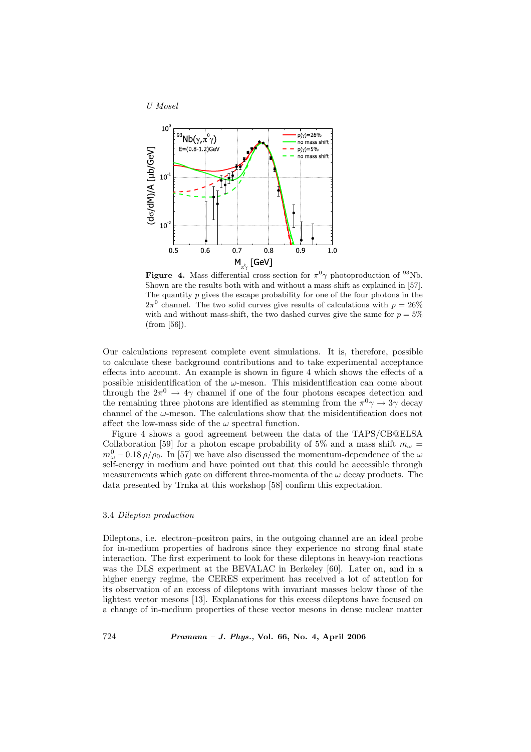**Figure 4.** Mass differential cross-section for $\pi^0\gamma$ photoproduction of $^{93}$Nb. Shown are the results both with and without a mass-shift as explained in [57]. The quantity $p$ gives the escape probability for one of the four photons in the $2\pi^0$ channel. The two solid curves give results of calculations with $p = 26\%$ with and without mass-shift, the two dashed curves give the same for $p = 5\%$ (from [56]).

Our calculations represent complete event simulations. It is, therefore, possible to calculate these background contributions and to take experimental acceptance effects into account. An example is shown in figure 4 which shows the effects of a possible misidentification of the $\omega$-meson. This misidentification can come about through the $2\pi^0 \to 4\gamma$ channel if one of the four photons escapes detection and the remaining three photons are identified as stemming from the $\pi^0\gamma \to 3\gamma$ decay channel of the $\omega$-meson. The calculations show that the misidentification does not affect the low-mass side of the $\omega$ spectral function.

Figure 4 shows a good agreement between the data of the TAPS/CB@ELSA Collaboration [59] for a photon escape probability of 5% and a mass shift $m_\omega = m_\omega^0 - 0.18\,\rho/\rho_0$. In [57] we have also discussed the momentum-dependence of the $\omega$ self-energy in medium and have pointed out that this could be accessible through measurements which gate on different three-momenta of the $\omega$ decay products. The data presented by Trnka at this workshop [58] confirm this expectation.

### 3.4 *Dilepton production*

Dileptons, i.e. electron–positron pairs, in the outgoing channel are an ideal probe for in-medium properties of hadrons since they experience no strong final state interaction. The first experiment to look for these dileptons in heavy-ion reactions was the DLS experiment at the BEVALAC in Berkeley [60]. Later on, and in a higher energy regime, the CERES experiment has received a lot of attention for its observation of an excess of dileptons with invariant masses below those of the lightest vector mesons [13]. Explanations for this excess dileptons have focused on a change of in-medium properties of these vector mesons in dense nuclear matter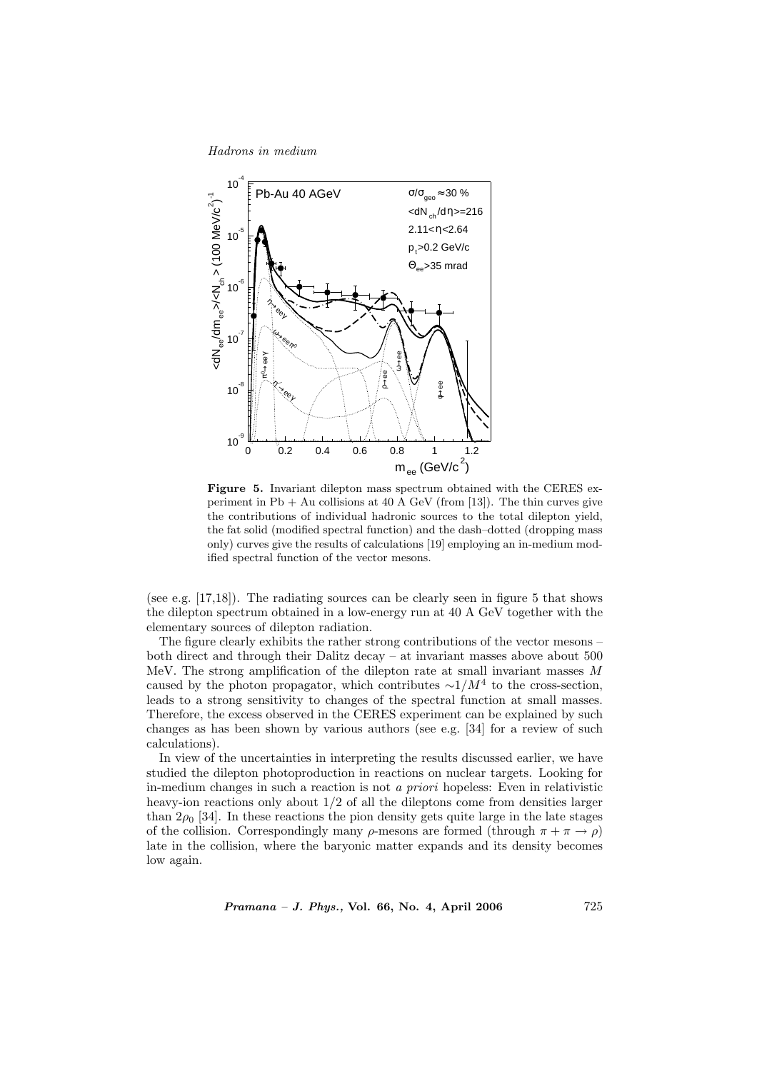**Figure 5.** Invariant dilepton mass spectrum obtained with the CERES experiment in Pb + Au collisions at 40 A GeV (from [13]). The thin curves give the contributions of individual hadronic sources to the total dilepton yield, the fat solid (modified spectral function) and the dash–dotted (dropping mass only) curves give the results of calculations [19] employing an in-medium modified spectral function of the vector mesons.

(see e.g. [17,18]). The radiating sources can be clearly seen in figure 5 that shows the dilepton spectrum obtained in a low-energy run at 40 A GeV together with the elementary sources of dilepton radiation.

The figure clearly exhibits the rather strong contributions of the vector mesons – both direct and through their Dalitz decay – at invariant masses above about 500 MeV. The strong amplification of the dilepton rate at small invariant masses $M$ caused by the photon propagator, which contributes $\sim 1/M^4$ to the cross-section, leads to a strong sensitivity to changes of the spectral function at small masses. Therefore, the excess observed in the CERES experiment can be explained by such changes as has been shown by various authors (see e.g. [34] for a review of such calculations).

In view of the uncertainties in interpreting the results discussed earlier, we have studied the dilepton photoproduction in reactions on nuclear targets. Looking for in-medium changes in such a reaction is not *a priori* hopeless: Even in relativistic heavy-ion reactions only about 1/2 of all the dileptons come from densities larger than $2\rho_0$ [34]. In these reactions the pion density gets quite large in the late stages of the collision. Correspondingly many $\rho$-mesons are formed (through $\pi + \pi \to \rho$) late in the collision, where the baryonic matter expands and its density becomes low again.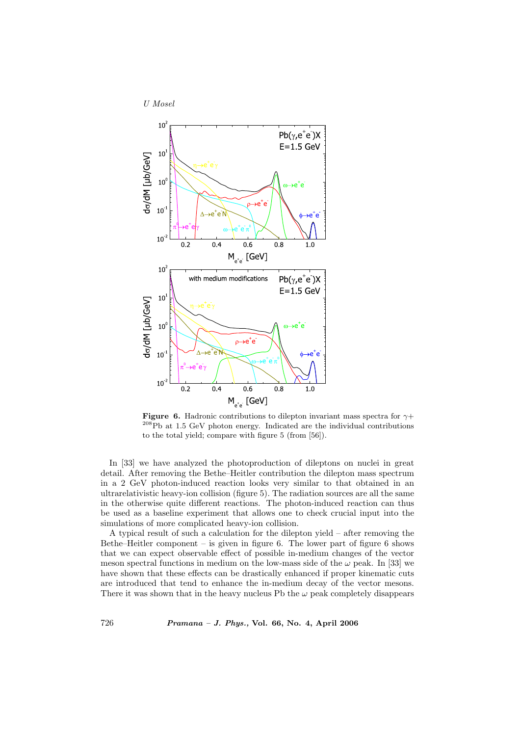Figure 6. Hadronic contributions to dilepton invariant mass spectra for $\gamma +$ $^{208}$Pb at 1.5 GeV photon energy. Indicated are the individual contributions to the total yield; compare with figure 5 (from [56]).

In [33] we have analyzed the photoproduction of dileptons on nuclei in great detail. After removing the Bethe–Heitler contribution the dilepton mass spectrum in a 2 GeV photon-induced reaction looks very similar to that obtained in an ultrarelativistic heavy-ion collision (figure 5). The radiation sources are all the same in the otherwise quite different reactions. The photon-induced reaction can thus be used as a baseline experiment that allows one to check crucial input into the simulations of more complicated heavy-ion collision.

A typical result of such a calculation for the dilepton yield – after removing the Bethe–Heitler component – is given in figure 6. The lower part of figure 6 shows that we can expect observable effect of possible in-medium changes of the vector meson spectral functions in medium on the low-mass side of the $\omega$ peak. In [33] we have shown that these effects can be drastically enhanced if proper kinematic cuts are introduced that tend to enhance the in-medium decay of the vector mesons. There it was shown that in the heavy nucleus Pb the $\omega$ peak completely disappears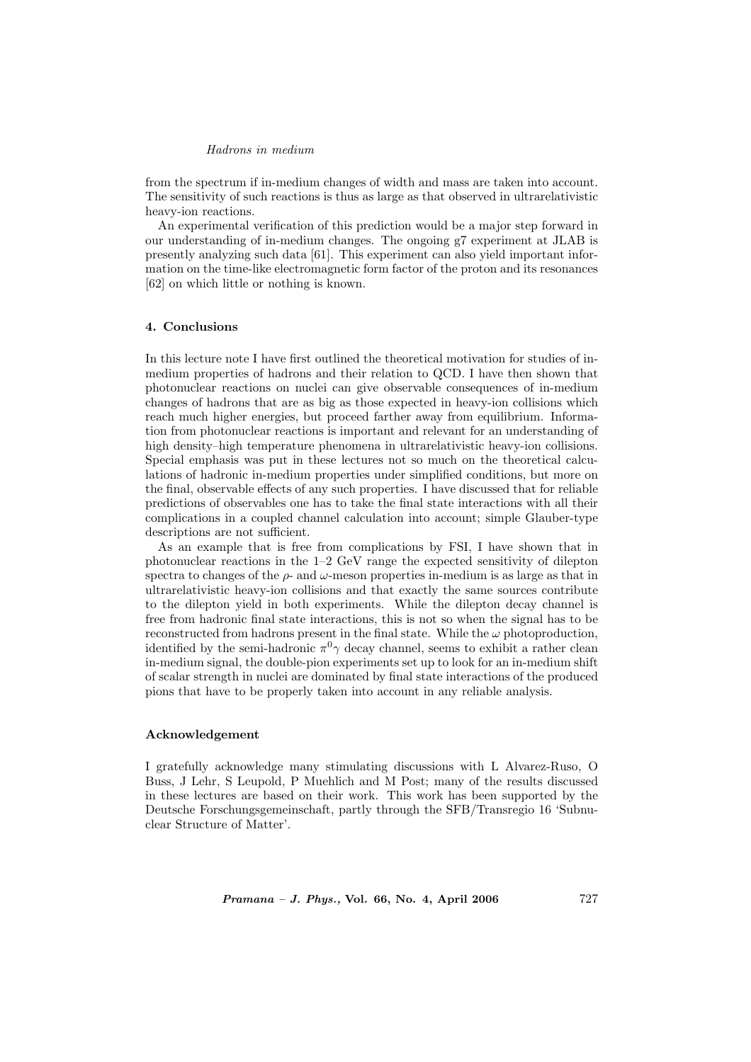from the spectrum if in-medium changes of width and mass are taken into account. The sensitivity of such reactions is thus as large as that observed in ultrarelativistic heavy-ion reactions.

An experimental verification of this prediction would be a major step forward in our understanding of in-medium changes. The ongoing g7 experiment at JLAB is presently analyzing such data [61]. This experiment can also yield important information on the time-like electromagnetic form factor of the proton and its resonances [62] on which little or nothing is known.

## 4. Conclusions

In this lecture note I have first outlined the theoretical motivation for studies of in-medium properties of hadrons and their relation to QCD. I have then shown that photonuclear reactions on nuclei can give observable consequences of in-medium changes of hadrons that are as big as those expected in heavy-ion collisions which reach much higher energies, but proceed farther away from equilibrium. Information from photonuclear reactions is important and relevant for an understanding of high density–high temperature phenomena in ultrarelativistic heavy-ion collisions. Special emphasis was put in these lectures not so much on the theoretical calculations of hadronic in-medium properties under simplified conditions, but more on the final, observable effects of any such properties. I have discussed that for reliable predictions of observables one has to take the final state interactions with all their complications in a coupled channel calculation into account; simple Glauber-type descriptions are not sufficient.

As an example that is free from complications by FSI, I have shown that in photonuclear reactions in the 1–2 GeV range the expected sensitivity of dilepton spectra to changes of the $\rho$- and $\omega$-meson properties in-medium is as large as that in ultrarelativistic heavy-ion collisions and that exactly the same sources contribute to the dilepton yield in both experiments. While the dilepton decay channel is free from hadronic final state interactions, this is not so when the signal has to be reconstructed from hadrons present in the final state. While the $\omega$ photoproduction, identified by the semi-hadronic $\pi^0\gamma$ decay channel, seems to exhibit a rather clean in-medium signal, the double-pion experiments set up to look for an in-medium shift of scalar strength in nuclei are dominated by final state interactions of the produced pions that have to be properly taken into account in any reliable analysis.

## Acknowledgement

I gratefully acknowledge many stimulating discussions with L Alvarez-Ruso, O Buss, J Lehr, S Leupold, P Muehlich and M Post; many of the results discussed in these lectures are based on their work. This work has been supported by the Deutsche Forschungsgemeinschaft, partly through the SFB/Transregio 16 'Subnuclear Structure of Matter'.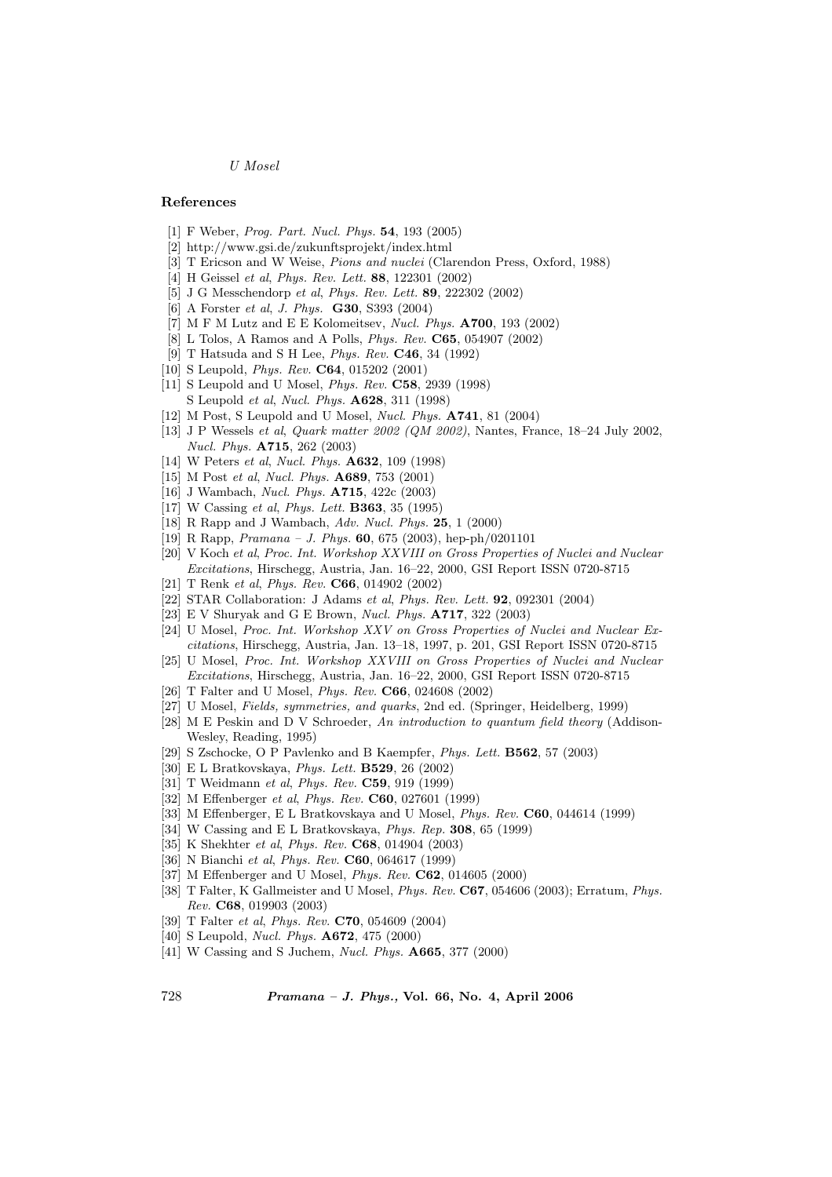## References

[1] F Weber, *Prog. Part. Nucl. Phys.* **54**, 193 (2005)

[2] http://www.gsi.de/zukunftsprojekt/index.html

[3] T Ericson and W Weise, *Pions and nuclei* (Clarendon Press, Oxford, 1988)

[4] H Geissel *et al*, *Phys. Rev. Lett.* **88**, 122301 (2002)

[5] J G Messchendorp *et al*, *Phys. Rev. Lett.* **89**, 222302 (2002)

[6] A Forster *et al*, *J. Phys.* **G30**, S393 (2004)

[7] M F M Lutz and E E Kolomeitsev, *Nucl. Phys.* **A700**, 193 (2002)

[8] L Tolos, A Ramos and A Polls, *Phys. Rev.* **C65**, 054907 (2002)

[9] T Hatsuda and S H Lee, *Phys. Rev.* **C46**, 34 (1992)

[10] S Leupold, *Phys. Rev.* **C64**, 015202 (2001)

[11] S Leupold and U Mosel, *Phys. Rev.* **C58**, 2939 (1998)
S Leupold *et al*, *Nucl. Phys.* **A628**, 311 (1998)

[12] M Post, S Leupold and U Mosel, *Nucl. Phys.* **A741**, 81 (2004)

[13] J P Wessels *et al*, *Quark matter 2002 (QM 2002)*, Nantes, France, 18–24 July 2002, *Nucl. Phys.* **A715**, 262 (2003)

[14] W Peters *et al*, *Nucl. Phys.* **A632**, 109 (1998)

[15] M Post *et al*, *Nucl. Phys.* **A689**, 753 (2001)

[16] J Wambach, *Nucl. Phys.* **A715**, 422c (2003)

[17] W Cassing *et al*, *Phys. Lett.* **B363**, 35 (1995)

[18] R Rapp and J Wambach, *Adv. Nucl. Phys.* **25**, 1 (2000)

[19] R Rapp, *Pramana – J. Phys.* **60**, 675 (2003), hep-ph/0201101

[20] V Koch *et al*, *Proc. Int. Workshop XXVIII on Gross Properties of Nuclei and Nuclear Excitations*, Hirschegg, Austria, Jan. 16–22, 2000, GSI Report ISSN 0720-8715

[21] T Renk *et al*, *Phys. Rev.* **C66**, 014902 (2002)

[22] STAR Collaboration: J Adams *et al*, *Phys. Rev. Lett.* **92**, 092301 (2004)

[23] E V Shuryak and G E Brown, *Nucl. Phys.* **A717**, 322 (2003)

[24] U Mosel, *Proc. Int. Workshop XXV on Gross Properties of Nuclei and Nuclear Excitations*, Hirschegg, Austria, Jan. 13–18, 1997, p. 201, GSI Report ISSN 0720-8715

[25] U Mosel, *Proc. Int. Workshop XXVIII on Gross Properties of Nuclei and Nuclear Excitations*, Hirschegg, Austria, Jan. 16–22, 2000, GSI Report ISSN 0720-8715

[26] T Falter and U Mosel, *Phys. Rev.* **C66**, 024608 (2002)

[27] U Mosel, *Fields, symmetries, and quarks*, 2nd ed. (Springer, Heidelberg, 1999)

[28] M E Peskin and D V Schroeder, *An introduction to quantum field theory* (Addison-Wesley, Reading, 1995)

[29] S Zschocke, O P Pavlenko and B Kaempfer, *Phys. Lett.* **B562**, 57 (2003)

[30] E L Bratkovskaya, *Phys. Lett.* **B529**, 26 (2002)

[31] T Weidmann *et al*, *Phys. Rev.* **C59**, 919 (1999)

[32] M Effenberger *et al*, *Phys. Rev.* **C60**, 027601 (1999)

[33] M Effenberger, E L Bratkovskaya and U Mosel, *Phys. Rev.* **C60**, 044614 (1999)

[34] W Cassing and E L Bratkovskaya, *Phys. Rep.* **308**, 65 (1999)

[35] K Shekhter *et al*, *Phys. Rev.* **C68**, 014904 (2003)

[36] N Bianchi *et al*, *Phys. Rev.* **C60**, 064617 (1999)

[37] M Effenberger and U Mosel, *Phys. Rev.* **C62**, 014605 (2000)

[38] T Falter, K Gallmeister and U Mosel, *Phys. Rev.* **C67**, 054606 (2003); Erratum, *Phys. Rev.* **C68**, 019903 (2003)

[39] T Falter *et al*, *Phys. Rev.* **C70**, 054609 (2004)

[40] S Leupold, *Nucl. Phys.* **A672**, 475 (2000)

[41] W Cassing and S Juchem, *Nucl. Phys.* **A665**, 377 (2000)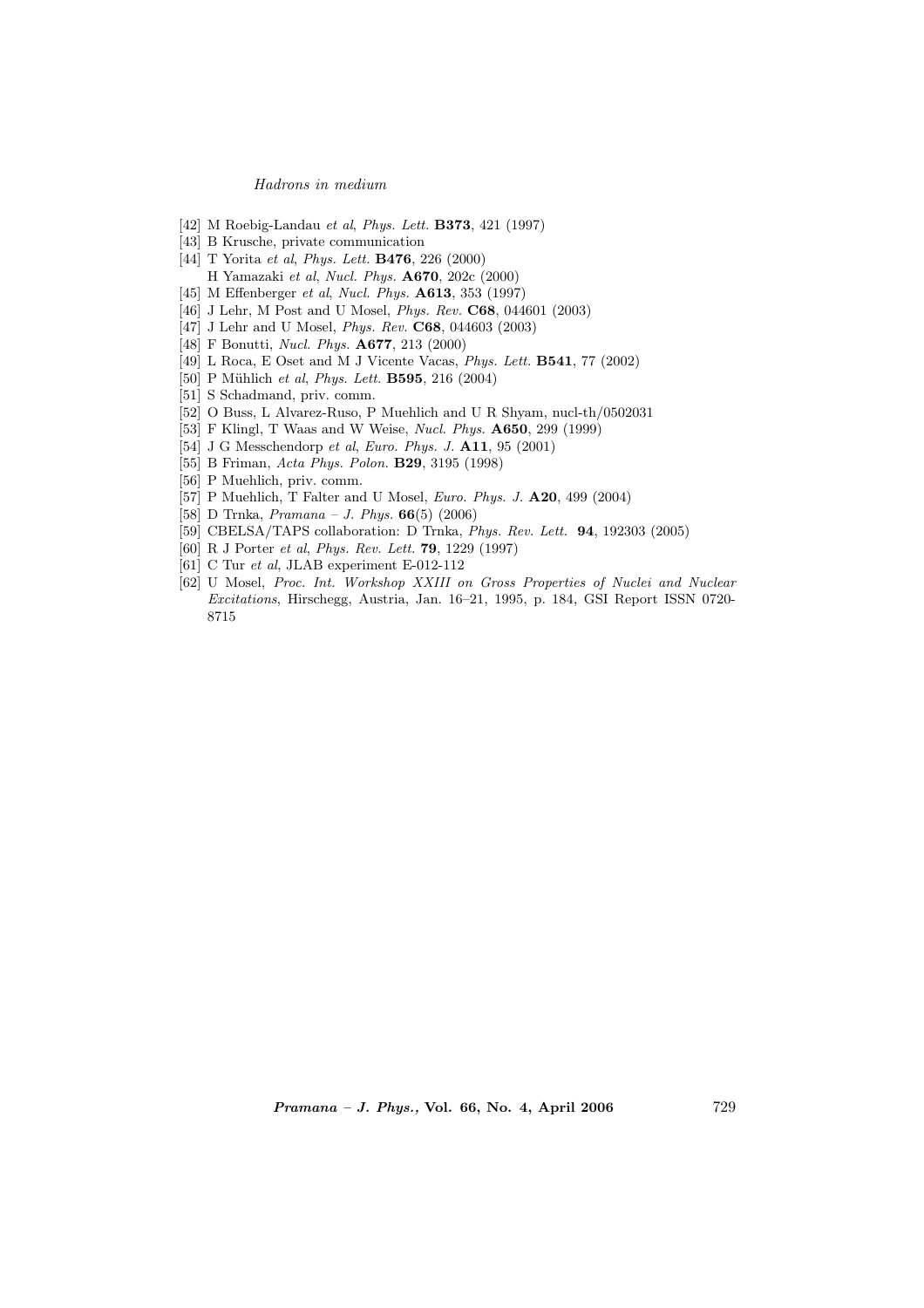[42] M Roebig-Landau *et al*, *Phys. Lett.* **B373**, 421 (1997)

[43] B Krusche, private communication

[44] T Yorita *et al*, *Phys. Lett.* **B476**, 226 (2000)
H Yamazaki *et al*, *Nucl. Phys.* **A670**, 202c (2000)

[45] M Effenberger *et al*, *Nucl. Phys.* **A613**, 353 (1997)

[46] J Lehr, M Post and U Mosel, *Phys. Rev.* **C68**, 044601 (2003)

[47] J Lehr and U Mosel, *Phys. Rev.* **C68**, 044603 (2003)

[48] F Bonutti, *Nucl. Phys.* **A677**, 213 (2000)

[49] L Roca, E Oset and M J Vicente Vacas, *Phys. Lett.* **B541**, 77 (2002)

[50] P Mühlich *et al*, *Phys. Lett.* **B595**, 216 (2004)

[51] S Schadmand, priv. comm.

[52] O Buss, L Alvarez-Ruso, P Muehlich and U R Shyam, nucl-th/0502031

[53] F Klingl, T Waas and W Weise, *Nucl. Phys.* **A650**, 299 (1999)

[54] J G Messchendorp *et al*, *Euro. Phys. J.* **A11**, 95 (2001)

[55] B Friman, *Acta Phys. Polon.* **B29**, 3195 (1998)

[56] P Muehlich, priv. comm.

[57] P Muehlich, T Falter and U Mosel, *Euro. Phys. J.* **A20**, 499 (2004)

[58] D Trnka, *Pramana – J. Phys.* **66**(5) (2006)

[59] CBELSA/TAPS collaboration: D Trnka, *Phys. Rev. Lett.* **94**, 192303 (2005)

[60] R J Porter *et al*, *Phys. Rev. Lett.* **79**, 1229 (1997)

[61] C Tur *et al*, JLAB experiment E-012-112

[62] U Mosel, *Proc. Int. Workshop XXIII on Gross Properties of Nuclei and Nuclear Excitations*, Hirschegg, Austria, Jan. 16–21, 1995, p. 184, GSI Report ISSN 0720-8715